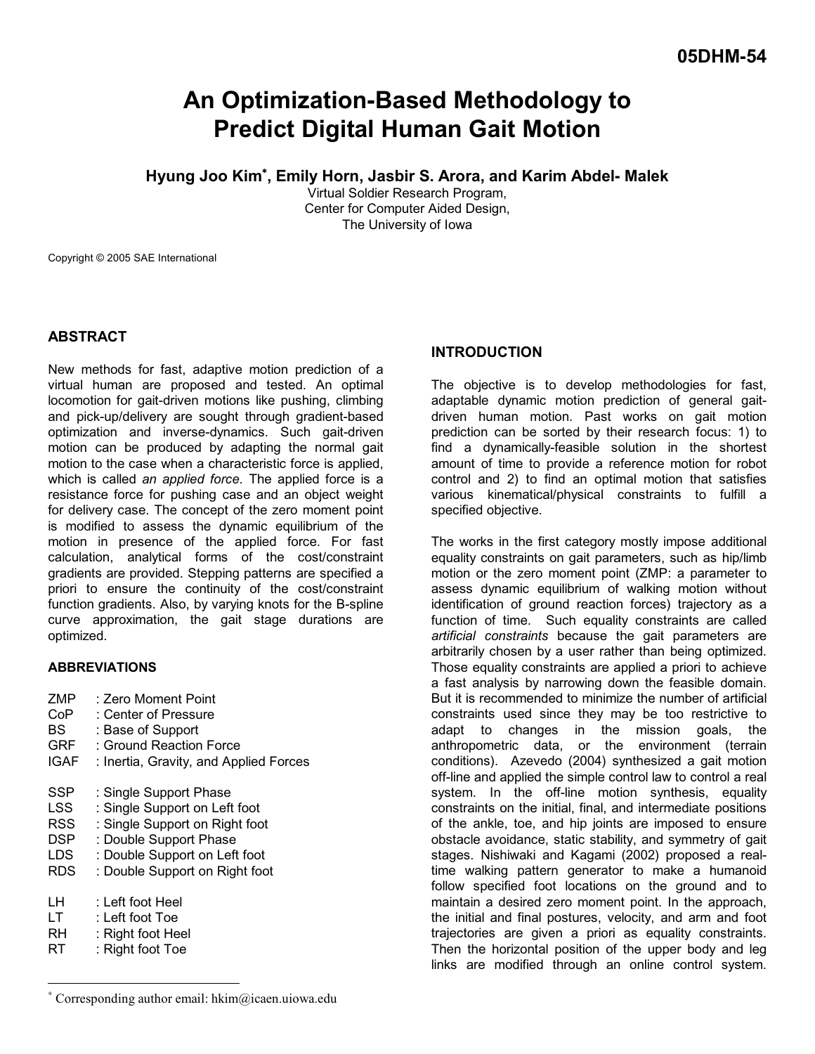05DHM-54

# An Optimization-Based Methodology to Predict Digital Human Gait Motion

**Hyung Joo Kim*, Emily Horn, Jasbir S. Arora, and Karim Abdel- Malek**

Virtual Soldier Research Program,
Center for Computer Aided Design,
The University of Iowa

Copyright © 2005 SAE International

## ABSTRACT

New methods for fast, adaptive motion prediction of a virtual human are proposed and tested. An optimal locomotion for gait-driven motions like pushing, climbing and pick-up/delivery are sought through gradient-based optimization and inverse-dynamics. Such gait-driven motion can be produced by adapting the normal gait motion to the case when a characteristic force is applied, which is called *an applied force*. The applied force is a resistance force for pushing case and an object weight for delivery case. The concept of the zero moment point is modified to assess the dynamic equilibrium of the motion in presence of the applied force. For fast calculation, analytical forms of the cost/constraint gradients are provided. Stepping patterns are specified a priori to ensure the continuity of the cost/constraint function gradients. Also, by varying knots for the B-spline curve approximation, the gait stage durations are optimized.

### ABBREVIATIONS

ZMP : Zero Moment Point
CoP : Center of Pressure
BS : Base of Support
GRF : Ground Reaction Force
IGAF : Inertia, Gravity, and Applied Forces

SSP : Single Support Phase
LSS : Single Support on Left foot
RSS : Single Support on Right foot
DSP : Double Support Phase
LDS : Double Support on Left foot
RDS : Double Support on Right foot

LH : Left foot Heel
LT : Left foot Toe
RH : Right foot Heel
RT : Right foot Toe

## INTRODUCTION

The objective is to develop methodologies for fast, adaptable dynamic motion prediction of general gait-driven human motion. Past works on gait motion prediction can be sorted by their research focus: 1) to find a dynamically-feasible solution in the shortest amount of time to provide a reference motion for robot control and 2) to find an optimal motion that satisfies various kinematical/physical constraints to fulfill a specified objective.

The works in the first category mostly impose additional equality constraints on gait parameters, such as hip/limb motion or the zero moment point (ZMP: a parameter to assess dynamic equilibrium of walking motion without identification of ground reaction forces) trajectory as a function of time. Such equality constraints are called *artificial constraints* because the gait parameters are arbitrarily chosen by a user rather than being optimized. Those equality constraints are applied a priori to achieve a fast analysis by narrowing down the feasible domain. But it is recommended to minimize the number of artificial constraints used since they may be too restrictive to adapt to changes in the mission goals, the anthropometric data, or the environment (terrain conditions). Azevedo (2004) synthesized a gait motion off-line and applied the simple control law to control a real system. In the off-line motion synthesis, equality constraints on the initial, final, and intermediate positions of the ankle, toe, and hip joints are imposed to ensure obstacle avoidance, static stability, and symmetry of gait stages. Nishiwaki and Kagami (2002) proposed a real-time walking pattern generator to make a humanoid follow specified foot locations on the ground and to maintain a desired zero moment point. In the approach, the initial and final postures, velocity, and arm and foot trajectories are given a priori as equality constraints. Then the horizontal position of the upper body and leg links are modified through an online control system.

* Corresponding author email: hkim@icaen.uiowa.edu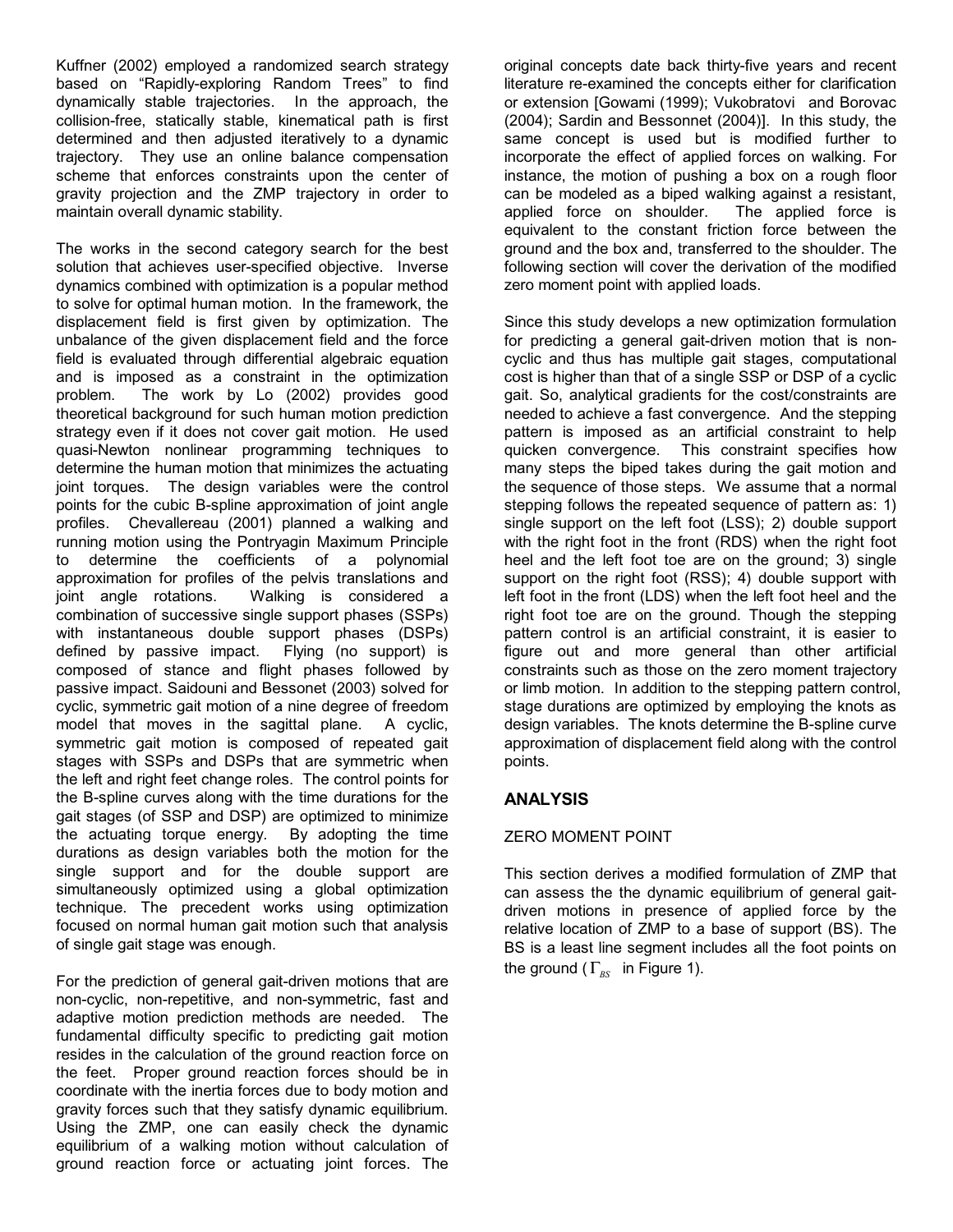Kuffner (2002) employed a randomized search strategy based on “Rapidly-exploring Random Trees” to find dynamically stable trajectories. In the approach, the collision-free, statically stable, kinematical path is first determined and then adjusted iteratively to a dynamic trajectory. They use an online balance compensation scheme that enforces constraints upon the center of gravity projection and the ZMP trajectory in order to maintain overall dynamic stability.

The works in the second category search for the best solution that achieves user-specified objective. Inverse dynamics combined with optimization is a popular method to solve for optimal human motion. In the framework, the displacement field is first given by optimization. The unbalance of the given displacement field and the force field is evaluated through differential algebraic equation and is imposed as a constraint in the optimization problem. The work by Lo (2002) provides good theoretical background for such human motion prediction strategy even if it does not cover gait motion. He used quasi-Newton nonlinear programming techniques to determine the human motion that minimizes the actuating joint torques. The design variables were the control points for the cubic B-spline approximation of joint angle profiles. Chevallereau (2001) planned a walking and running motion using the Pontryagin Maximum Principle to determine the coefficients of a polynomial approximation for profiles of the pelvis translations and joint angle rotations. Walking is considered a combination of successive single support phases (SSPs) with instantaneous double support phases (DSPs) defined by passive impact. Flying (no support) is composed of stance and flight phases followed by passive impact. Saidouni and Bessonet (2003) solved for cyclic, symmetric gait motion of a nine degree of freedom model that moves in the sagittal plane. A cyclic, symmetric gait motion is composed of repeated gait stages with SSPs and DSPs that are symmetric when the left and right feet change roles. The control points for the B-spline curves along with the time durations for the gait stages (of SSP and DSP) are optimized to minimize the actuating torque energy. By adopting the time durations as design variables both the motion for the single support and for the double support are simultaneously optimized using a global optimization technique. The precedent works using optimization focused on normal human gait motion such that analysis of single gait stage was enough.

For the prediction of general gait-driven motions that are non-cyclic, non-repetitive, and non-symmetric, fast and adaptive motion prediction methods are needed. The fundamental difficulty specific to predicting gait motion resides in the calculation of the ground reaction force on the feet. Proper ground reaction forces should be in coordinate with the inertia forces due to body motion and gravity forces such that they satisfy dynamic equilibrium. Using the ZMP, one can easily check the dynamic equilibrium of a walking motion without calculation of ground reaction force or actuating joint forces. The original concepts date back thirty-five years and recent literature re-examined the concepts either for clarification or extension [Gowami (1999); Vukobratovi and Borovac (2004); Sardin and Bessonnet (2004)]. In this study, the same concept is used but is modified further to incorporate the effect of applied forces on walking. For instance, the motion of pushing a box on a rough floor can be modeled as a biped walking against a resistant, applied force on shoulder. The applied force is equivalent to the constant friction force between the ground and the box and, transferred to the shoulder. The following section will cover the derivation of the modified zero moment point with applied loads.

Since this study develops a new optimization formulation for predicting a general gait-driven motion that is non-cyclic and thus has multiple gait stages, computational cost is higher than that of a single SSP or DSP of a cyclic gait. So, analytical gradients for the cost/constraints are needed to achieve a fast convergence. And the stepping pattern is imposed as an artificial constraint to help quicken convergence. This constraint specifies how many steps the biped takes during the gait motion and the sequence of those steps. We assume that a normal stepping follows the repeated sequence of pattern as: 1) single support on the left foot (LSS); 2) double support with the right foot in the front (RDS) when the right foot heel and the left foot toe are on the ground; 3) single support on the right foot (RSS); 4) double support with left foot in the front (LDS) when the left foot heel and the right foot toe are on the ground. Though the stepping pattern control is an artificial constraint, it is easier to figure out and more general than other artificial constraints such as those on the zero moment trajectory or limb motion. In addition to the stepping pattern control, stage durations are optimized by employing the knots as design variables. The knots determine the B-spline curve approximation of displacement field along with the control points.

## ANALYSIS

### ZERO MOMENT POINT

This section derives a modified formulation of ZMP that can assess the the dynamic equilibrium of general gait-driven motions in presence of applied force by the relative location of ZMP to a base of support (BS). The BS is a least line segment includes all the foot points on the ground ($\Gamma_{BS}$ in Figure 1).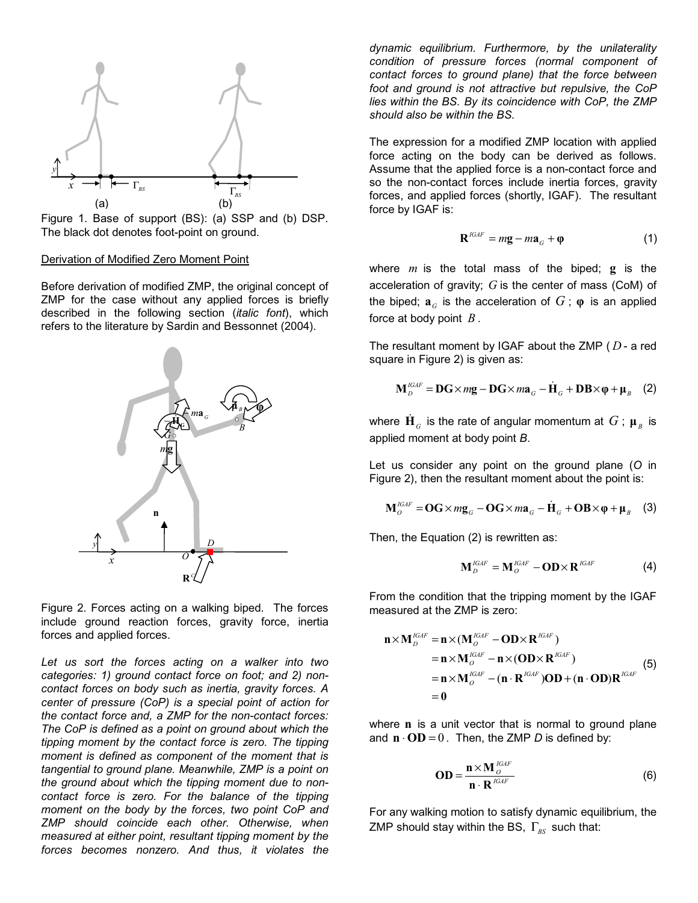Figure 1. Base of support (BS): (a) SSP and (b) DSP. The black dot denotes foot-point on ground.

Derivation of Modified Zero Moment Point

Before derivation of modified ZMP, the original concept of ZMP for the case without any applied forces is briefly described in the following section (*italic font*), which refers to the literature by Sardin and Bessonnet (2004).

Figure 2. Forces acting on a walking biped. The forces include ground reaction forces, gravity force, inertia forces and applied forces.

*Let us sort the forces acting on a walker into two categories: 1) ground contact force on foot; and 2) non-contact forces on body such as inertia, gravity forces. A center of pressure (CoP) is a special point of action for the contact force and, a ZMP for the non-contact forces: The CoP is defined as a point on ground about which the tipping moment by the contact force is zero. The tipping moment is defined as component of the moment that is tangential to ground plane. Meanwhile, ZMP is a point on the ground about which the tipping moment due to non-contact force is zero. For the balance of the tipping moment on the body by the forces, two point CoP and ZMP should coincide each other. Otherwise, when measured at either point, resultant tipping moment by the forces becomes nonzero. And thus, it violates the dynamic equilibrium. Furthermore, by the unilaterality condition of pressure forces (normal component of contact forces to ground plane) that the force between foot and ground is not attractive but repulsive, the CoP lies within the BS. By its coincidence with CoP, the ZMP should also be within the BS.*

The expression for a modified ZMP location with applied force acting on the body can be derived as follows. Assume that the applied force is a non-contact force and so the non-contact forces include inertia forces, gravity forces, and applied forces (shortly, IGAF). The resultant force by IGAF is:

$$\mathbf{R}^{IGAF} = m\mathbf{g} - m\mathbf{a}_G + \boldsymbol{\varphi} \tag{1}$$

where $m$ is the total mass of the biped; $\mathbf{g}$ is the acceleration of gravity; $G$ is the center of mass (CoM) of the biped; $\mathbf{a}_G$ is the acceleration of $G$; $\boldsymbol{\varphi}$ is an applied force at body point $B$.

The resultant moment by IGAF about the ZMP ($D$ - a red square in Figure 2) is given as:

$$\mathbf{M}_D^{IGAF} = \mathbf{DG}\times m\mathbf{g} - \mathbf{DG}\times m\mathbf{a}_G - \dot{\mathbf{H}}_G + \mathbf{DB}\times\boldsymbol{\varphi} + \boldsymbol{\mu}_B \tag{2}$$

where $\dot{\mathbf{H}}_G$ is the rate of angular momentum at $G$; $\boldsymbol{\mu}_B$ is applied moment at body point *B*.

Let us consider any point on the ground plane (*O* in Figure 2), then the resultant moment about the point is:

$$\mathbf{M}_O^{IGAF} = \mathbf{OG}\times m\mathbf{g}_G - \mathbf{OG}\times m\mathbf{a}_G - \dot{\mathbf{H}}_G + \mathbf{OB}\times\boldsymbol{\varphi} + \boldsymbol{\mu}_B \tag{3}$$

Then, the Equation (2) is rewritten as:

$$\mathbf{M}_D^{IGAF} = \mathbf{M}_O^{IGAF} - \mathbf{OD}\times\mathbf{R}^{IGAF} \tag{4}$$

From the condition that the tripping moment by the IGAF measured at the ZMP is zero:

$$\begin{aligned}
\mathbf{n}\times\mathbf{M}_D^{IGAF} &= \mathbf{n}\times(\mathbf{M}_O^{IGAF} - \mathbf{OD}\times\mathbf{R}^{IGAF}) \\
&= \mathbf{n}\times\mathbf{M}_O^{IGAF} - \mathbf{n}\times(\mathbf{OD}\times\mathbf{R}^{IGAF}) \\
&= \mathbf{n}\times\mathbf{M}_O^{IGAF} - (\mathbf{n}\cdot\mathbf{R}^{IGAF})\mathbf{OD} + (\mathbf{n}\cdot\mathbf{OD})\mathbf{R}^{IGAF} \\
&= \mathbf{0}
\end{aligned} \tag{5}$$

where $\mathbf{n}$ is a unit vector that is normal to ground plane and $\mathbf{n}\cdot\mathbf{OD} = 0$. Then, the ZMP *D* is defined by:

$$\mathbf{OD} = \frac{\mathbf{n}\times\mathbf{M}_O^{IGAF}}{\mathbf{n}\cdot\mathbf{R}^{IGAF}} \tag{6}$$

For any walking motion to satisfy dynamic equilibrium, the ZMP should stay within the BS, $\Gamma_{BS}$ such that: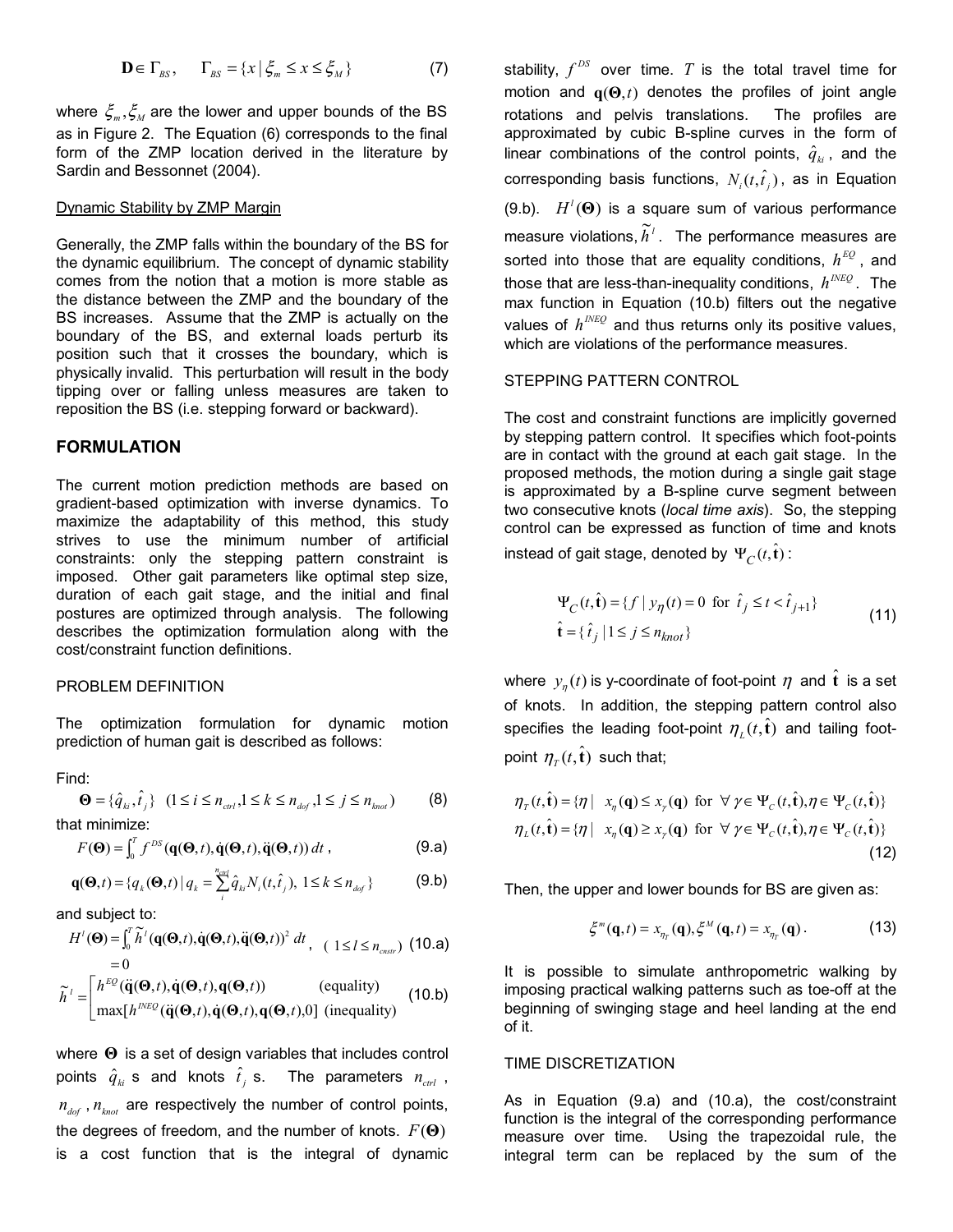$$\mathbf{D} \in \Gamma_{BS}, \quad \Gamma_{BS} = \{x \mid \xi_m \le x \le \xi_M\} \tag{7}$$

where $\xi_m, \xi_M$ are the lower and upper bounds of the BS as in Figure 2. The Equation (6) corresponds to the final form of the ZMP location derived in the literature by Sardin and Bessonnet (2004).

Dynamic Stability by ZMP Margin

Generally, the ZMP falls within the boundary of the BS for the dynamic equilibrium. The concept of dynamic stability comes from the notion that a motion is more stable as the distance between the ZMP and the boundary of the BS increases. Assume that the ZMP is actually on the boundary of the BS, and external loads perturb its position such that it crosses the boundary, which is physically invalid. This perturbation will result in the body tipping over or falling unless measures are taken to reposition the BS (i.e. stepping forward or backward).

## FORMULATION

The current motion prediction methods are based on gradient-based optimization with inverse dynamics. To maximize the adaptability of this method, this study strives to use the minimum number of artificial constraints: only the stepping pattern constraint is imposed. Other gait parameters like optimal step size, duration of each gait stage, and the initial and final postures are optimized through analysis. The following describes the optimization formulation along with the cost/constraint function definitions.

### PROBLEM DEFINITION

The optimization formulation for dynamic motion prediction of human gait is described as follows:

Find:

$$\mathbf{\Theta} = \{\hat{q}_{ki}, \hat{t}_j\} \quad (1 \le i \le n_{ctrl}, 1 \le k \le n_{dof}, 1 \le j \le n_{knot}) \tag{8}$$

that minimize:

$$F(\mathbf{\Theta}) = \int_0^T f^{DS}(\mathbf{q}(\mathbf{\Theta},t), \dot{\mathbf{q}}(\mathbf{\Theta},t), \ddot{\mathbf{q}}(\mathbf{\Theta},t))\, dt, \tag{9.a}$$

$$\mathbf{q}(\mathbf{\Theta},t) = \{q_k(\mathbf{\Theta},t) \mid q_k = \sum_i^{n_{ctrl}} \hat{q}_{ki} N_i(t,\hat{t}_j),\ 1 \le k \le n_{dof}\} \tag{9.b}$$

and subject to:

$$H^l(\mathbf{\Theta}) = \int_0^T \tilde{h}^l(\mathbf{q}(\mathbf{\Theta},t), \dot{\mathbf{q}}(\mathbf{\Theta},t), \ddot{\mathbf{q}}(\mathbf{\Theta},t))^2\, dt = 0, \quad (1 \le l \le n_{cnstr}) \tag{10.a}$$

$$\tilde{h}^l = \begin{bmatrix} h^{EQ}(\ddot{\mathbf{q}}(\mathbf{\Theta},t), \dot{\mathbf{q}}(\mathbf{\Theta},t), \mathbf{q}(\mathbf{\Theta},t)) & \text{(equality)} \\ \max[h^{INEQ}(\ddot{\mathbf{q}}(\mathbf{\Theta},t), \dot{\mathbf{q}}(\mathbf{\Theta},t), \mathbf{q}(\mathbf{\Theta},t), 0] & \text{(inequality)} \end{bmatrix} \tag{10.b}$$

where $\mathbf{\Theta}$ is a set of design variables that includes control points $\hat{q}_{ki}$ s and knots $\hat{t}_j$ s. The parameters $n_{ctrl}$, $n_{dof}$, $n_{knot}$ are respectively the number of control points, the degrees of freedom, and the number of knots. $F(\mathbf{\Theta})$ is a cost function that is the integral of dynamic stability, $f^{DS}$ over time. $T$ is the total travel time for motion and $\mathbf{q}(\mathbf{\Theta},t)$ denotes the profiles of joint angle rotations and pelvis translations. The profiles are approximated by cubic B-spline curves in the form of linear combinations of the control points, $\hat{q}_{ki}$, and the corresponding basis functions, $N_i(t,\hat{t}_j)$, as in Equation (9.b). $H^l(\mathbf{\Theta})$ is a square sum of various performance measure violations, $\tilde{h}^l$. The performance measures are sorted into those that are equality conditions, $h^{EQ}$, and those that are less-than-inequality conditions, $h^{INEQ}$. The max function in Equation (10.b) filters out the negative values of $h^{INEQ}$ and thus returns only its positive values, which are violations of the performance measures.

### STEPPING PATTERN CONTROL

The cost and constraint functions are implicitly governed by stepping pattern control. It specifies which foot-points are in contact with the ground at each gait stage. In the proposed methods, the motion during a single gait stage is approximated by a B-spline curve segment between two consecutive knots (*local time axis*). So, the stepping control can be expressed as function of time and knots instead of gait stage, denoted by $\Psi_C(t,\hat{\mathbf{t}})$:

$$\begin{aligned} \Psi_C(t,\hat{\mathbf{t}}) &= \{f \mid y_\eta(t) = 0 \text{ for } \hat{t}_j \le t < \hat{t}_{j+1}\} \\ \hat{\mathbf{t}} &= \{\hat{t}_j \mid 1 \le j \le n_{knot}\} \end{aligned} \tag{11}$$

where $y_\eta(t)$ is y-coordinate of foot-point $\eta$ and $\hat{\mathbf{t}}$ is a set of knots. In addition, the stepping pattern control also specifies the leading foot-point $\eta_L(t,\hat{\mathbf{t}})$ and tailing foot-point $\eta_T(t,\hat{\mathbf{t}})$ such that;

$$\begin{aligned} \eta_T(t,\hat{\mathbf{t}}) &= \{\eta \mid x_\eta(\mathbf{q}) \le x_\gamma(\mathbf{q}) \text{ for } \forall \gamma \in \Psi_C(t,\hat{\mathbf{t}}), \eta \in \Psi_C(t,\hat{\mathbf{t}})\} \\ \eta_L(t,\hat{\mathbf{t}}) &= \{\eta \mid x_\eta(\mathbf{q}) \ge x_\gamma(\mathbf{q}) \text{ for } \forall \gamma \in \Psi_C(t,\hat{\mathbf{t}}), \eta \in \Psi_C(t,\hat{\mathbf{t}})\} \end{aligned} \tag{12}$$

Then, the upper and lower bounds for BS are given as:

$$\xi^m(\mathbf{q},t) = x_{\eta_T}(\mathbf{q}), \xi^M(\mathbf{q},t) = x_{\eta_T}(\mathbf{q}). \tag{13}$$

It is possible to simulate anthropometric walking by imposing practical walking patterns such as toe-off at the beginning of swinging stage and heel landing at the end of it.

### TIME DISCRETIZATION

As in Equation (9.a) and (10.a), the cost/constraint function is the integral of the corresponding performance measure over time. Using the trapezoidal rule, the integral term can be replaced by the sum of the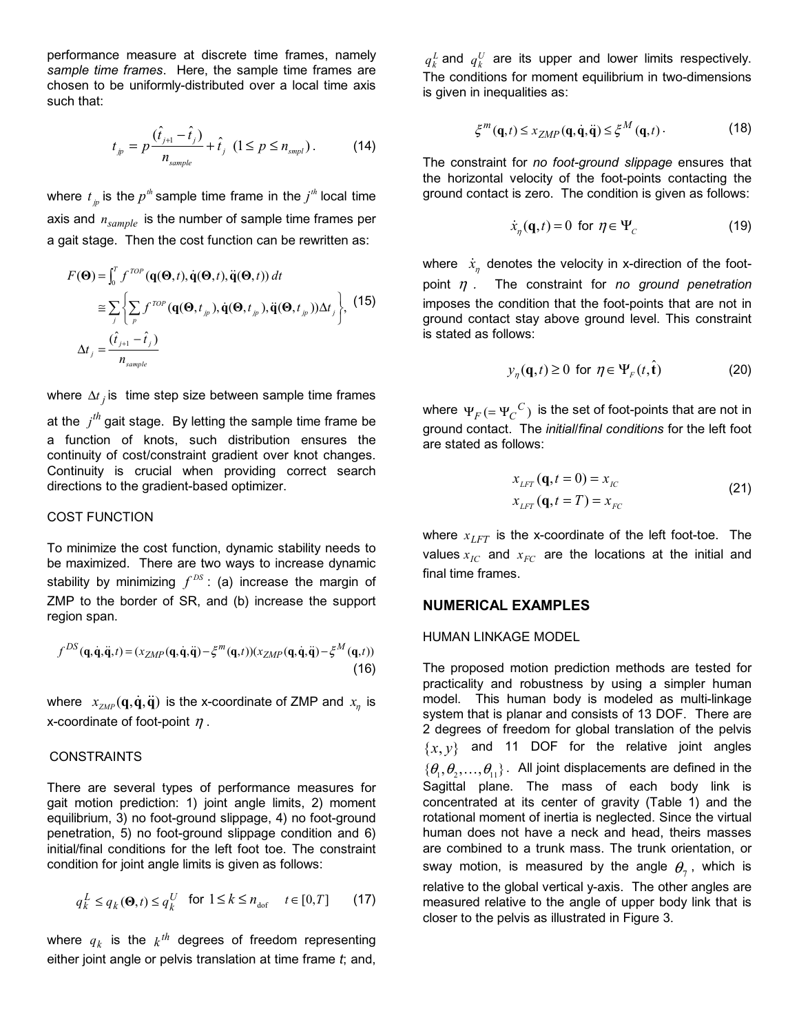performance measure at discrete time frames, namely *sample time frames*. Here, the sample time frames are chosen to be uniformly-distributed over a local time axis such that:

$$t_{jp} = p\frac{(\hat{t}_{j+1} - \hat{t}_j)}{n_{sample}} + \hat{t}_j \;\; (1 \le p \le n_{smpl}) . \tag{14}$$

where $t_{jp}$ is the $p^{th}$ sample time frame in the $j^{th}$ local time axis and $n_{sample}$ is the number of sample time frames per a gait stage. Then the cost function can be rewritten as:

$$\begin{aligned} F(\mathbf{\Theta}) &= \int_0^T f^{TOP}(\mathbf{q}(\mathbf{\Theta},t), \dot{\mathbf{q}}(\mathbf{\Theta},t), \ddot{\mathbf{q}}(\mathbf{\Theta},t))\, dt \\ &\cong \sum_j \left\{ \sum_p f^{TOP}(\mathbf{q}(\mathbf{\Theta},t_{jp}), \dot{\mathbf{q}}(\mathbf{\Theta},t_{jp}), \ddot{\mathbf{q}}(\mathbf{\Theta},t_{jp}))\Delta t_j \right\}, \\ \Delta t_j &= \frac{(\hat{t}_{j+1} - \hat{t}_j)}{n_{sample}} \end{aligned} \tag{15}$$

where $\Delta t_j$ is time step size between sample time frames at the $j^{th}$ gait stage. By letting the sample time frame be a function of knots, such distribution ensures the continuity of cost/constraint gradient over knot changes. Continuity is crucial when providing correct search directions to the gradient-based optimizer.

### COST FUNCTION

To minimize the cost function, dynamic stability needs to be maximized. There are two ways to increase dynamic stability by minimizing $f^{DS}$: (a) increase the margin of ZMP to the border of SR, and (b) increase the support region span.

$$f^{DS}(\mathbf{q},\dot{\mathbf{q}},\ddot{\mathbf{q}},t) = (x_{ZMP}(\mathbf{q},\dot{\mathbf{q}},\ddot{\mathbf{q}}) - \xi^m(\mathbf{q},t))(x_{ZMP}(\mathbf{q},\dot{\mathbf{q}},\ddot{\mathbf{q}}) - \xi^M(\mathbf{q},t)) \tag{16}$$

where $x_{ZMP}(\mathbf{q},\dot{\mathbf{q}},\ddot{\mathbf{q}})$ is the x-coordinate of ZMP and $x_\eta$ is x-coordinate of foot-point $\eta$.

### CONSTRAINTS

There are several types of performance measures for gait motion prediction: 1) joint angle limits, 2) moment equilibrium, 3) no foot-ground slippage, 4) no foot-ground penetration, 5) no foot-ground slippage condition and 6) initial/final conditions for the left foot toe. The constraint condition for joint angle limits is given as follows:

$$q_k^L \le q_k(\mathbf{\Theta},t) \le q_k^U \quad \text{for } 1 \le k \le n_{\text{dof}} \quad t \in [0,T] \tag{17}$$

where $q_k$ is the $k^{th}$ degrees of freedom representing either joint angle or pelvis translation at time frame $t$; and, $q_k^L$ and $q_k^U$ are its upper and lower limits respectively. The conditions for moment equilibrium in two-dimensions is given in inequalities as:

$$\xi^m(\mathbf{q},t) \le x_{ZMP}(\mathbf{q},\dot{\mathbf{q}},\ddot{\mathbf{q}}) \le \xi^M(\mathbf{q},t) . \tag{18}$$

The constraint for *no foot-ground slippage* ensures that the horizontal velocity of the foot-points contacting the ground contact is zero. The condition is given as follows:

$$\dot{x}_\eta(\mathbf{q},t) = 0 \;\text{ for } \eta \in \Psi_C \tag{19}$$

where $\dot{x}_\eta$ denotes the velocity in x-direction of the foot-point $\eta$. The constraint for *no ground penetration* imposes the condition that the foot-points that are not in ground contact stay above ground level. This constraint is stated as follows:

$$y_\eta(\mathbf{q},t) \ge 0 \;\text{ for } \eta \in \Psi_F(t,\hat{\mathbf{t}}) \tag{20}$$

where $\Psi_F(=\Psi_C{}^C)$ is the set of foot-points that are not in ground contact. The *initial/final conditions* for the left foot are stated as follows:

$$\begin{aligned} x_{LFT}(\mathbf{q},t=0) &= x_{IC} \\ x_{LFT}(\mathbf{q},t=T) &= x_{FC} \end{aligned} \tag{21}$$

where $x_{LFT}$ is the x-coordinate of the left foot-toe. The values $x_{IC}$ and $x_{FC}$ are the locations at the initial and final time frames.

## NUMERICAL EXAMPLES

### HUMAN LINKAGE MODEL

The proposed motion prediction methods are tested for practicality and robustness by using a simpler human model. This human body is modeled as multi-linkage system that is planar and consists of 13 DOF. There are 2 degrees of freedom for global translation of the pelvis $\{x, y\}$ and 11 DOF for the relative joint angles $\{\theta_1, \theta_2, \ldots, \theta_{11}\}$. All joint displacements are defined in the Sagittal plane. The mass of each body link is concentrated at its center of gravity (Table 1) and the rotational moment of inertia is neglected. Since the virtual human does not have a neck and head, their masses are combined to a trunk mass. The trunk orientation, or sway motion, is measured by the angle $\theta_7$, which is relative to the global vertical y-axis. The other angles are measured relative to the angle of upper body link that is closer to the pelvis as illustrated in Figure 3.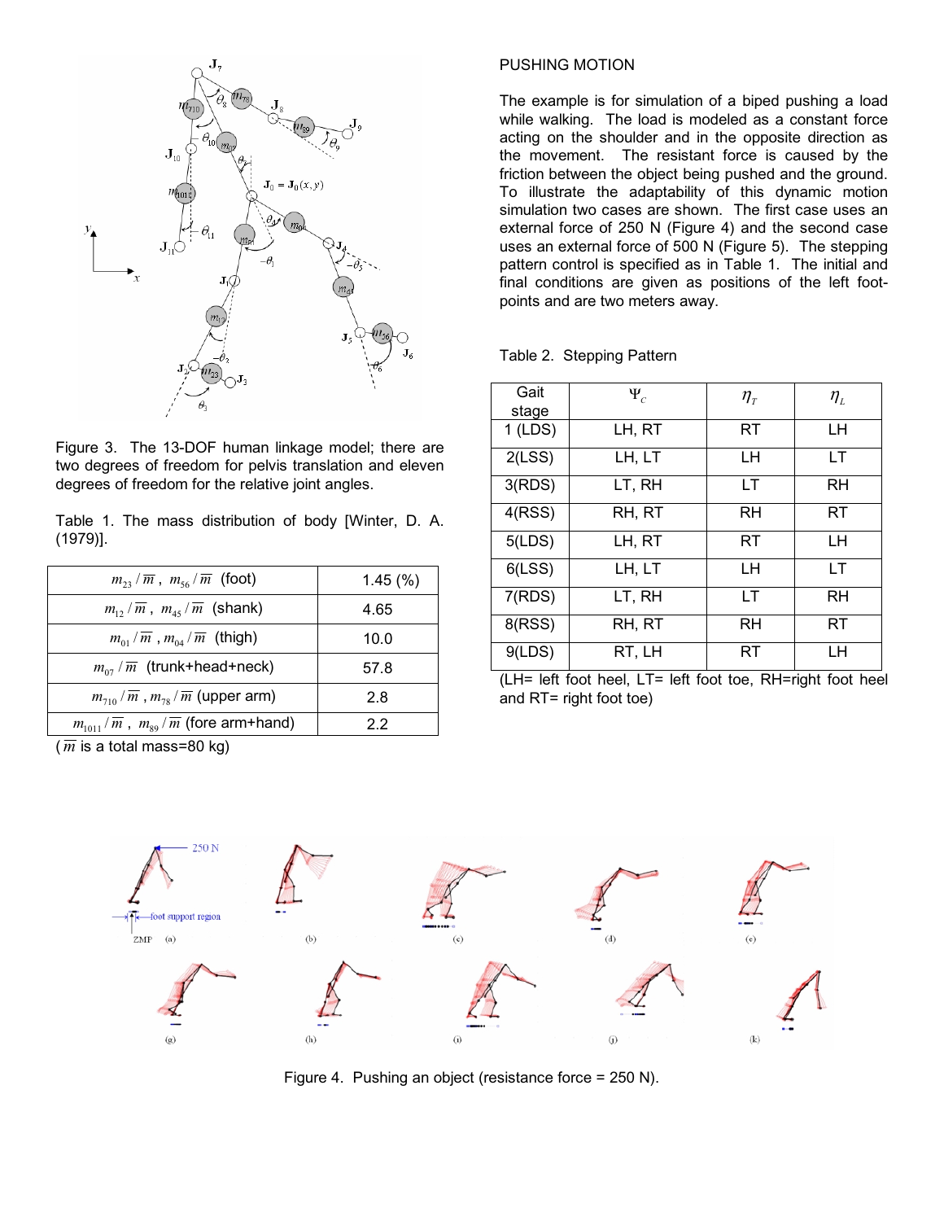Figure 3. The 13-DOF human linkage model; there are two degrees of freedom for pelvis translation and eleven degrees of freedom for the relative joint angles.

Table 1. The mass distribution of body [Winter, D. A. (1979)].

| | |
|---|---|
| $m_{23}/\overline{m}$, $m_{56}/\overline{m}$ (foot) | 1.45 (%) |
| $m_{12}/\overline{m}$, $m_{45}/\overline{m}$ (shank) | 4.65 |
| $m_{01}/\overline{m}$, $m_{04}/\overline{m}$ (thigh) | 10.0 |
| $m_{07}/\overline{m}$ (trunk+head+neck) | 57.8 |
| $m_{710}/\overline{m}$, $m_{78}/\overline{m}$ (upper arm) | 2.8 |
| $m_{1011}/\overline{m}$, $m_{89}/\overline{m}$ (fore arm+hand) | 2.2 |

($\overline{m}$ is a total mass=80 kg)

## PUSHING MOTION

The example is for simulation of a biped pushing a load while walking. The load is modeled as a constant force acting on the shoulder and in the opposite direction as the movement. The resistant force is caused by the friction between the object being pushed and the ground. To illustrate the adaptability of this dynamic motion simulation two cases are shown. The first case uses an external force of 250 N (Figure 4) and the second case uses an external force of 500 N (Figure 5). The stepping pattern control is specified as in Table 1. The initial and final conditions are given as positions of the left foot-points and are two meters away.

Table 2. Stepping Pattern

| Gait stage | $\Psi_C$ | $\eta_T$ | $\eta_L$ |
|---|---|---|---|
| 1 (LDS) | LH, RT | RT | LH |
| 2(LSS) | LH, LT | LH | LT |
| 3(RDS) | LT, RH | LT | RH |
| 4(RSS) | RH, RT | RH | RT |
| 5(LDS) | LH, RT | RT | LH |
| 6(LSS) | LH, LT | LH | LT |
| 7(RDS) | LT, RH | LT | RH |
| 8(RSS) | RH, RT | RH | RT |
| 9(LDS) | RT, LH | RT | LH |

(LH= left foot heel, LT= left foot toe, RH=right foot heel and RT= right foot toe)

Figure 4. Pushing an object (resistance force = 250 N).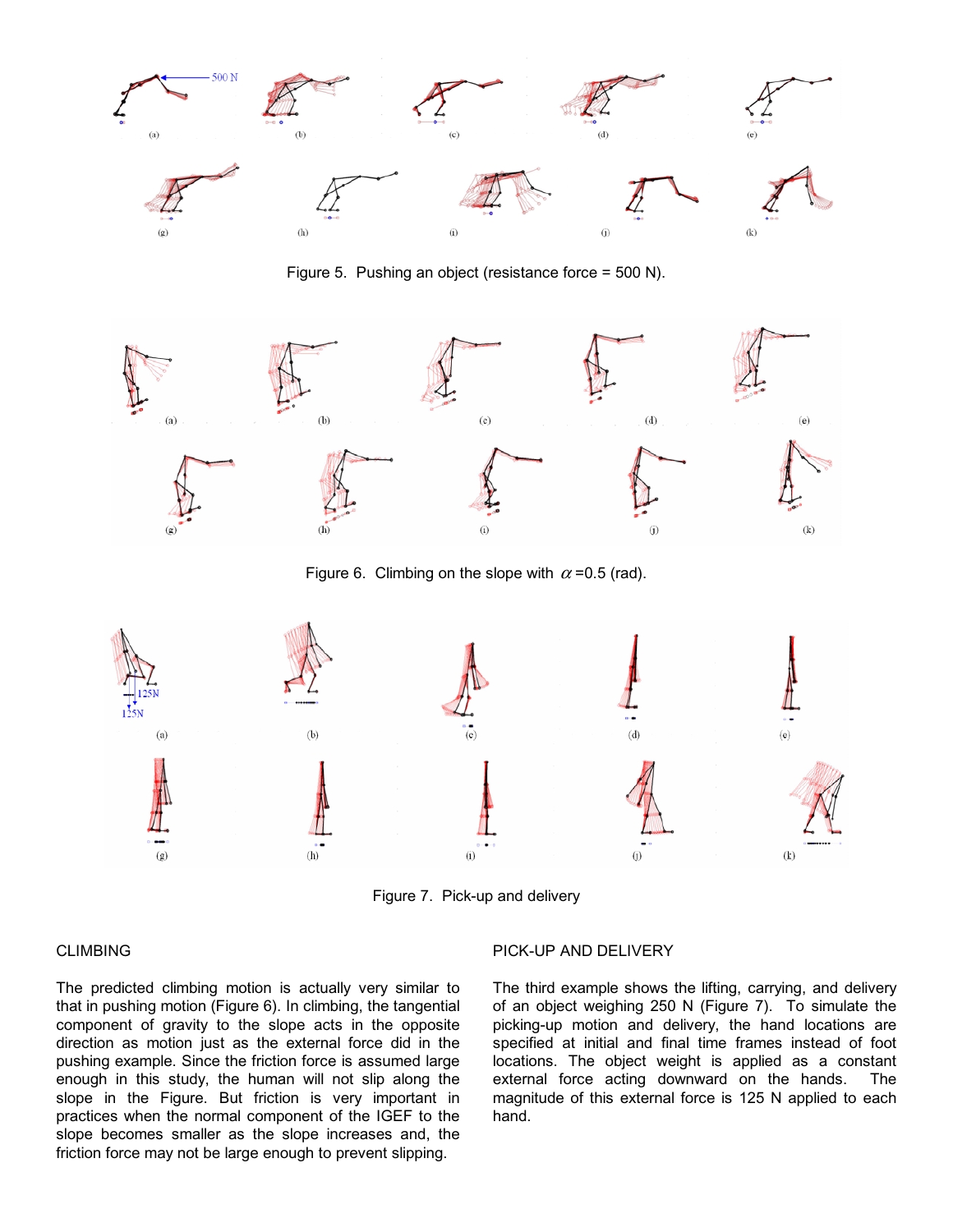Figure 5. Pushing an object (resistance force = 500 N).

Figure 6. Climbing on the slope with $\alpha$ =0.5 (rad).

Figure 7. Pick-up and delivery

## CLIMBING

The predicted climbing motion is actually very similar to that in pushing motion (Figure 6). In climbing, the tangential component of gravity to the slope acts in the opposite direction as motion just as the external force did in the pushing example. Since the friction force is assumed large enough in this study, the human will not slip along the slope in the Figure. But friction is very important in practices when the normal component of the IGEF to the slope becomes smaller as the slope increases and, the friction force may not be large enough to prevent slipping.

## PICK-UP AND DELIVERY

The third example shows the lifting, carrying, and delivery of an object weighing 250 N (Figure 7). To simulate the picking-up motion and delivery, the hand locations are specified at initial and final time frames instead of foot locations. The object weight is applied as a constant external force acting downward on the hands. The magnitude of this external force is 125 N applied to each hand.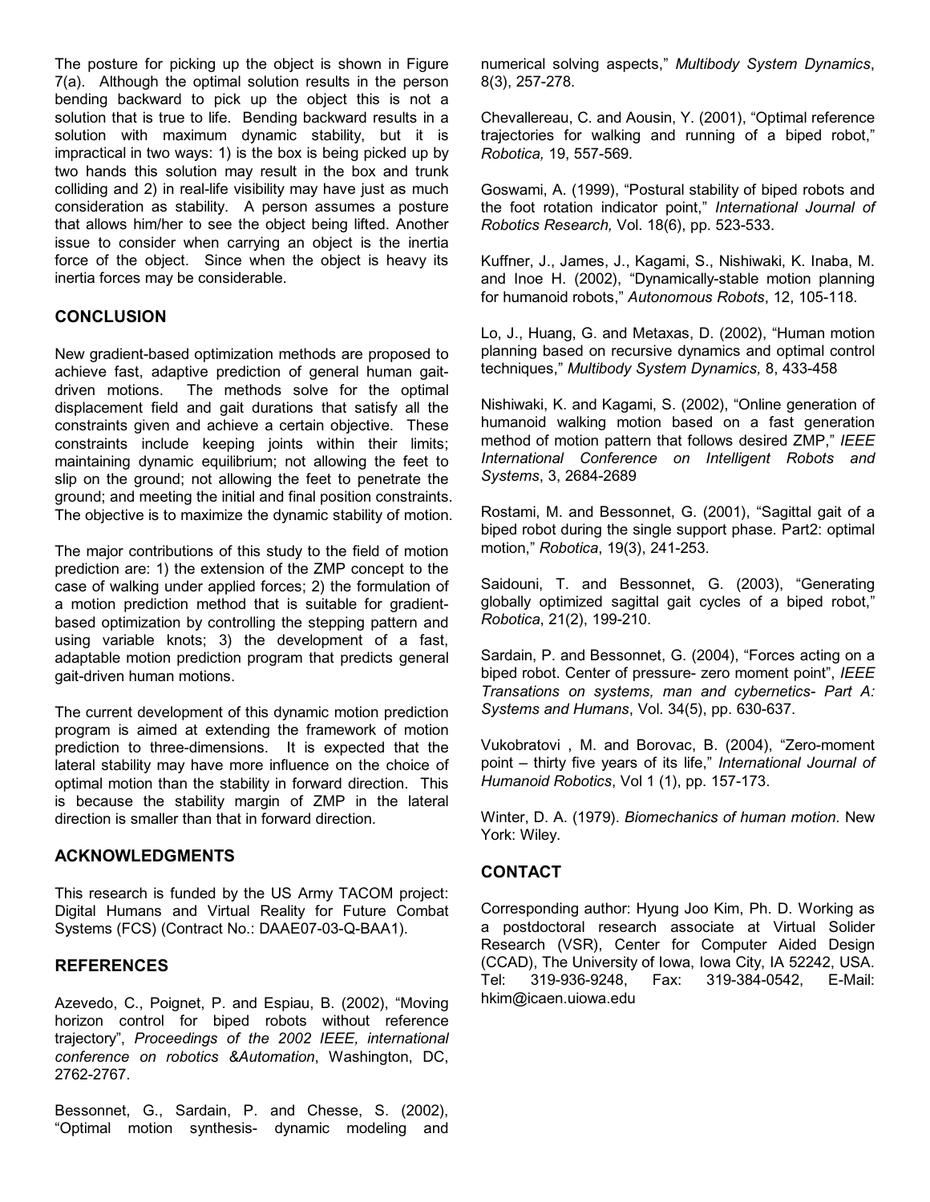The posture for picking up the object is shown in Figure 7(a). Although the optimal solution results in the person bending backward to pick up the object this is not a solution that is true to life. Bending backward results in a solution with maximum dynamic stability, but it is impractical in two ways: 1) is the box is being picked up by two hands this solution may result in the box and trunk colliding and 2) in real-life visibility may have just as much consideration as stability. A person assumes a posture that allows him/her to see the object being lifted. Another issue to consider when carrying an object is the inertia force of the object. Since when the object is heavy its inertia forces may be considerable.

## CONCLUSION

New gradient-based optimization methods are proposed to achieve fast, adaptive prediction of general human gait-driven motions. The methods solve for the optimal displacement field and gait durations that satisfy all the constraints given and achieve a certain objective. These constraints include keeping joints within their limits; maintaining dynamic equilibrium; not allowing the feet to slip on the ground; not allowing the feet to penetrate the ground; and meeting the initial and final position constraints. The objective is to maximize the dynamic stability of motion.

The major contributions of this study to the field of motion prediction are: 1) the extension of the ZMP concept to the case of walking under applied forces; 2) the formulation of a motion prediction method that is suitable for gradient-based optimization by controlling the stepping pattern and using variable knots; 3) the development of a fast, adaptable motion prediction program that predicts general gait-driven human motions.

The current development of this dynamic motion prediction program is aimed at extending the framework of motion prediction to three-dimensions. It is expected that the lateral stability may have more influence on the choice of optimal motion than the stability in forward direction. This is because the stability margin of ZMP in the lateral direction is smaller than that in forward direction.

## ACKNOWLEDGMENTS

This research is funded by the US Army TACOM project: Digital Humans and Virtual Reality for Future Combat Systems (FCS) (Contract No.: DAAE07-03-Q-BAA1).

## REFERENCES

Azevedo, C., Poignet, P. and Espiau, B. (2002), "Moving horizon control for biped robots without reference trajectory", *Proceedings of the 2002 IEEE, international conference on robotics &Automation*, Washington, DC, 2762-2767.

Bessonnet, G., Sardain, P. and Chesse, S. (2002), "Optimal motion synthesis- dynamic modeling and numerical solving aspects," *Multibody System Dynamics*, 8(3), 257-278.

Chevallereau, C. and Aousin, Y. (2001), "Optimal reference trajectories for walking and running of a biped robot," *Robotica,* 19, 557-569.

Goswami, A. (1999), "Postural stability of biped robots and the foot rotation indicator point," *International Journal of Robotics Research,* Vol. 18(6), pp. 523-533.

Kuffner, J., James, J., Kagami, S., Nishiwaki, K. Inaba, M. and Inoe H. (2002), "Dynamically-stable motion planning for humanoid robots," *Autonomous Robots*, 12, 105-118.

Lo, J., Huang, G. and Metaxas, D. (2002), "Human motion planning based on recursive dynamics and optimal control techniques," *Multibody System Dynamics,* 8, 433-458

Nishiwaki, K. and Kagami, S. (2002), "Online generation of humanoid walking motion based on a fast generation method of motion pattern that follows desired ZMP," *IEEE International Conference on Intelligent Robots and Systems*, 3, 2684-2689

Rostami, M. and Bessonnet, G. (2001), "Sagittal gait of a biped robot during the single support phase. Part2: optimal motion," *Robotica*, 19(3), 241-253.

Saidouni, T. and Bessonnet, G. (2003), "Generating globally optimized sagittal gait cycles of a biped robot," *Robotica*, 21(2), 199-210.

Sardain, P. and Bessonnet, G. (2004), "Forces acting on a biped robot. Center of pressure- zero moment point", *IEEE Transations on systems, man and cybernetics- Part A: Systems and Humans*, Vol. 34(5), pp. 630-637.

Vukobratovi , M. and Borovac, B. (2004), "Zero-moment point – thirty five years of its life," *International Journal of Humanoid Robotics*, Vol 1 (1), pp. 157-173.

Winter, D. A. (1979). *Biomechanics of human motion*. New York: Wiley.

## CONTACT

Corresponding author: Hyung Joo Kim, Ph. D. Working as a postdoctoral research associate at Virtual Solider Research (VSR), Center for Computer Aided Design (CCAD), The University of Iowa, Iowa City, IA 52242, USA. Tel: 319-936-9248, Fax: 319-384-0542, E-Mail: hkim@icaen.uiowa.edu